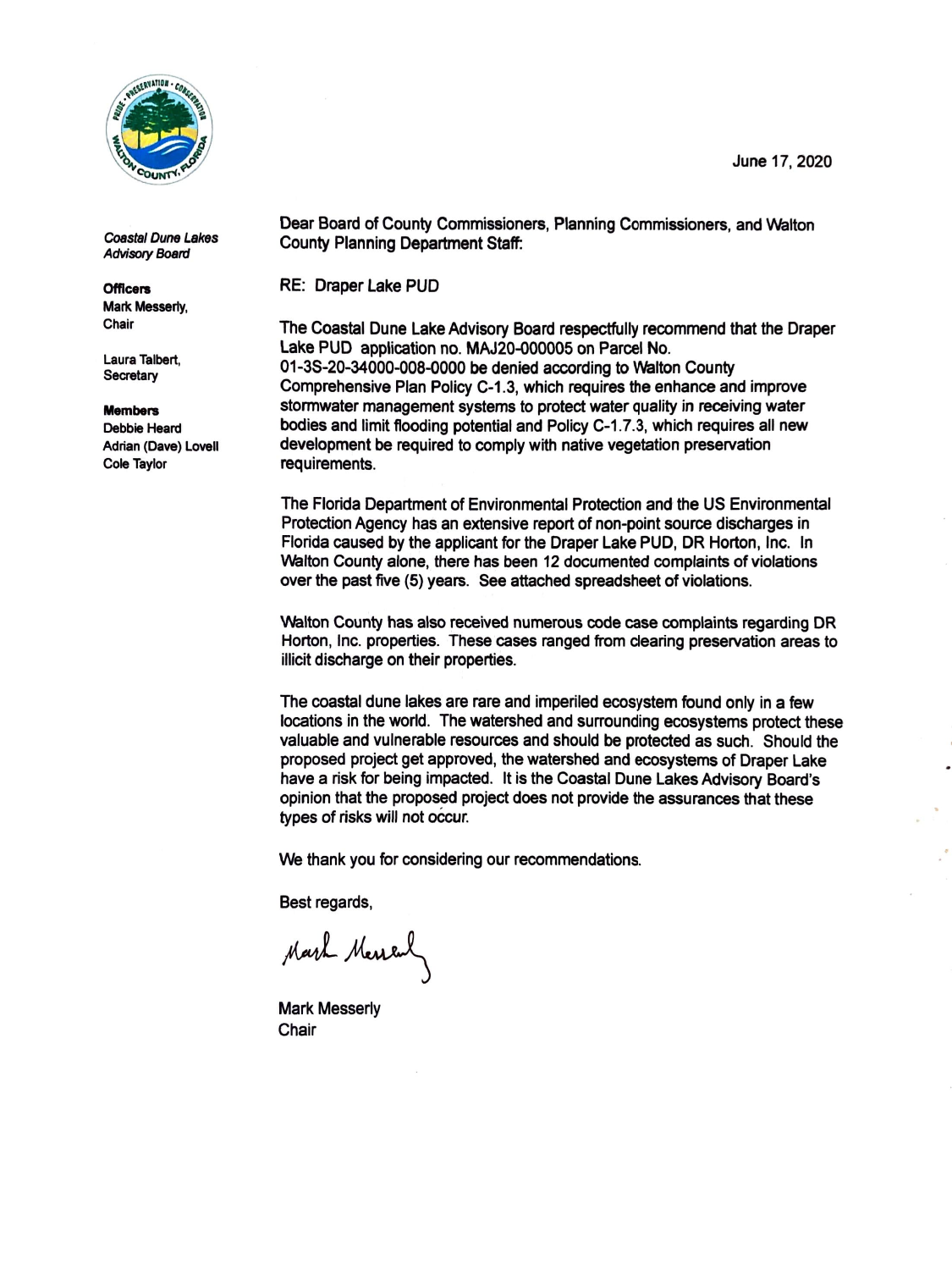June 17, 2020

*Coastal Dune Lakes Advisory Board*

**Officers**
Mark Messerly, Chair

Laura Talbert, Secretary

**Members**
Debbie Heard
Adrian (Dave) Lovell
Cole Taylor

Dear Board of County Commissioners, Planning Commissioners, and Walton County Planning Department Staff:

RE: Draper Lake PUD

The Coastal Dune Lake Advisory Board respectfully recommend that the Draper Lake PUD application no. MAJ20-000005 on Parcel No. 01-3S-20-34000-008-0000 be denied according to Walton County Comprehensive Plan Policy C-1.3, which requires the enhance and improve stormwater management systems to protect water quality in receiving water bodies and limit flooding potential and Policy C-1.7.3, which requires all new development be required to comply with native vegetation preservation requirements.

The Florida Department of Environmental Protection and the US Environmental Protection Agency has an extensive report of non-point source discharges in Florida caused by the applicant for the Draper Lake PUD, DR Horton, Inc. In Walton County alone, there has been 12 documented complaints of violations over the past five (5) years. See attached spreadsheet of violations.

Walton County has also received numerous code case complaints regarding DR Horton, Inc. properties. These cases ranged from clearing preservation areas to illicit discharge on their properties.

The coastal dune lakes are rare and imperiled ecosystem found only in a few locations in the world. The watershed and surrounding ecosystems protect these valuable and vulnerable resources and should be protected as such. Should the proposed project get approved, the watershed and ecosystems of Draper Lake have a risk for being impacted. It is the Coastal Dune Lakes Advisory Board's opinion that the proposed project does not provide the assurances that these types of risks will not occur.

We thank you for considering our recommendations.

Best regards,

Mark Messerly

Mark Messerly
Chair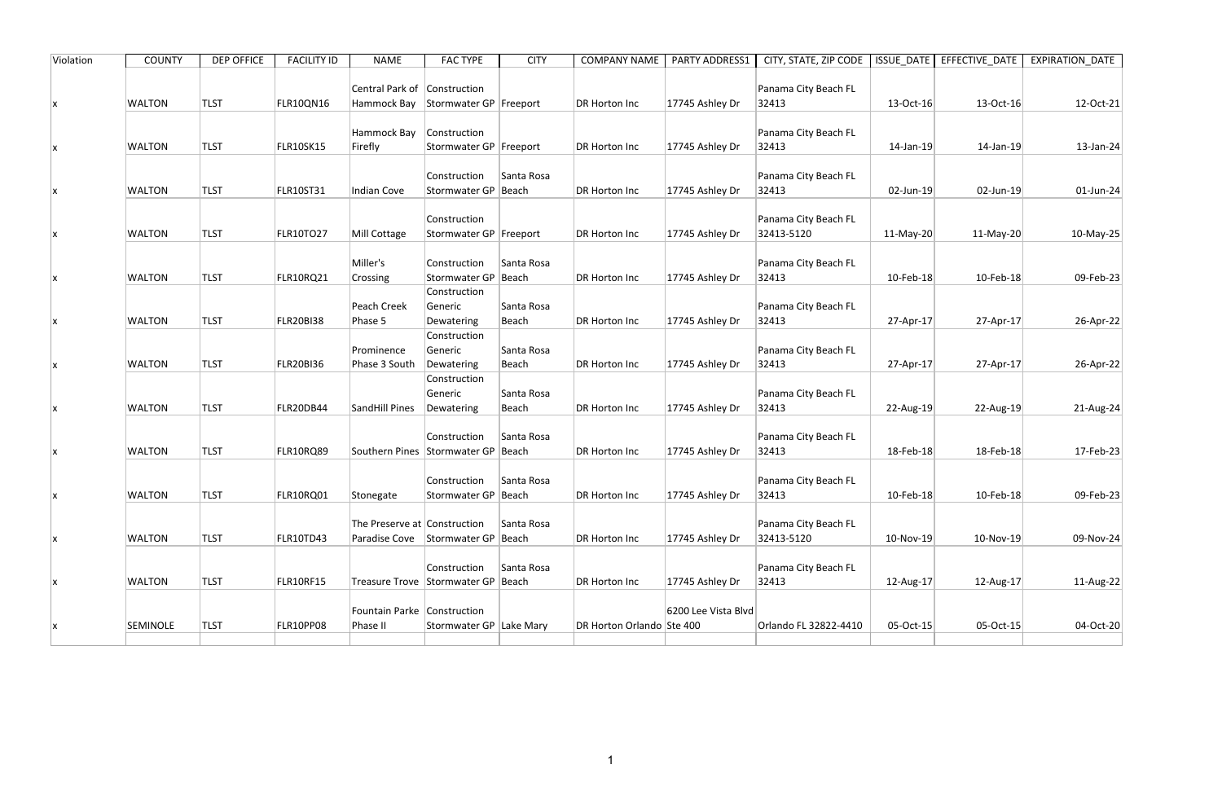| Violation | COUNTY | DEP OFFICE | FACILITY ID | NAME | FAC TYPE | CITY | COMPANY NAME | PARTY ADDRESS1 | CITY, STATE, ZIP CODE | ISSUE_DATE | EFFECTIVE_DATE | EXPIRATION_DATE |
|---|---|---|---|---|---|---|---|---|---|---|---|---|
| x | WALTON | TLST | FLR10QN16 | Central Park of Hammock Bay | Construction Stormwater GP | Freeport | DR Horton Inc | 17745 Ashley Dr | Panama City Beach FL 32413 | 13-Oct-16 | 13-Oct-16 | 12-Oct-21 |
| x | WALTON | TLST | FLR10SK15 | Hammock Bay Firefly | Construction Stormwater GP | Freeport | DR Horton Inc | 17745 Ashley Dr | Panama City Beach FL 32413 | 14-Jan-19 | 14-Jan-19 | 13-Jan-24 |
| x | WALTON | TLST | FLR10ST31 | Indian Cove | Construction Stormwater GP | Santa Rosa Beach | DR Horton Inc | 17745 Ashley Dr | Panama City Beach FL 32413 | 02-Jun-19 | 02-Jun-19 | 01-Jun-24 |
| x | WALTON | TLST | FLR10TO27 | Mill Cottage | Construction Stormwater GP | Freeport | DR Horton Inc | 17745 Ashley Dr | Panama City Beach FL 32413-5120 | 11-May-20 | 11-May-20 | 10-May-25 |
| x | WALTON | TLST | FLR10RQ21 | Miller's Crossing | Construction Stormwater GP | Santa Rosa Beach | DR Horton Inc | 17745 Ashley Dr | Panama City Beach FL 32413 | 10-Feb-18 | 10-Feb-18 | 09-Feb-23 |
| x | WALTON | TLST | FLR20BI38 | Peach Creek Phase 5 | Construction Generic Dewatering | Santa Rosa Beach | DR Horton Inc | 17745 Ashley Dr | Panama City Beach FL 32413 | 27-Apr-17 | 27-Apr-17 | 26-Apr-22 |
| x | WALTON | TLST | FLR20BI36 | Prominence Phase 3 South | Construction Generic Dewatering | Santa Rosa Beach | DR Horton Inc | 17745 Ashley Dr | Panama City Beach FL 32413 | 27-Apr-17 | 27-Apr-17 | 26-Apr-22 |
| x | WALTON | TLST | FLR20DB44 | SandHill Pines | Construction Generic Dewatering | Santa Rosa Beach | DR Horton Inc | 17745 Ashley Dr | Panama City Beach FL 32413 | 22-Aug-19 | 22-Aug-19 | 21-Aug-24 |
| x | WALTON | TLST | FLR10RQ89 | Southern Pines | Construction Stormwater GP | Santa Rosa Beach | DR Horton Inc | 17745 Ashley Dr | Panama City Beach FL 32413 | 18-Feb-18 | 18-Feb-18 | 17-Feb-23 |
| x | WALTON | TLST | FLR10RQ01 | Stonegate | Construction Stormwater GP | Santa Rosa Beach | DR Horton Inc | 17745 Ashley Dr | Panama City Beach FL 32413 | 10-Feb-18 | 10-Feb-18 | 09-Feb-23 |
| x | WALTON | TLST | FLR10TD43 | The Preserve at Paradise Cove | Construction Stormwater GP | Santa Rosa Beach | DR Horton Inc | 17745 Ashley Dr | Panama City Beach FL 32413-5120 | 10-Nov-19 | 10-Nov-19 | 09-Nov-24 |
| x | WALTON | TLST | FLR10RF15 | Treasure Trove | Construction Stormwater GP | Santa Rosa Beach | DR Horton Inc | 17745 Ashley Dr | Panama City Beach FL 32413 | 12-Aug-17 | 12-Aug-17 | 11-Aug-22 |
| x | SEMINOLE | TLST | FLR10PP08 | Fountain Parke Phase II | Construction Stormwater GP | Lake Mary | DR Horton Orlando | 6200 Lee Vista Blvd Ste 400 | Orlando FL 32822-4410 | 05-Oct-15 | 05-Oct-15 | 04-Oct-20 |